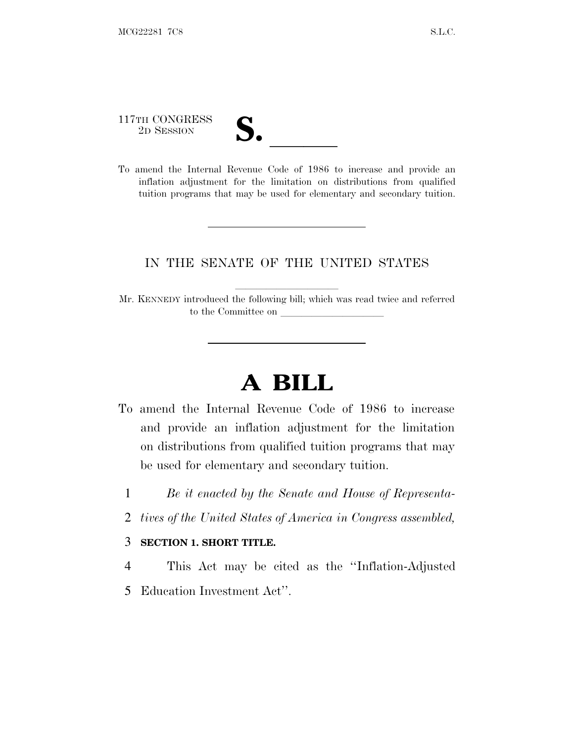117TH CONGRESS
2D SESSION

# S. \_\_\_\_\_\_

To amend the Internal Revenue Code of 1986 to increase and provide an inflation adjustment for the limitation on distributions from qualified tuition programs that may be used for elementary and secondary tuition.

---

IN THE SENATE OF THE UNITED STATES

Mr. KENNEDY introduced the following bill; which was read twice and referred to the Committee on \_\_\_\_\_\_\_\_\_\_\_\_\_\_\_\_\_\_\_\_

---

# A BILL

To amend the Internal Revenue Code of 1986 to increase and provide an inflation adjustment for the limitation on distributions from qualified tuition programs that may be used for elementary and secondary tuition.

1 *Be it enacted by the Senate and House of Representa-*
2 *tives of the United States of America in Congress assembled,*

3 **SECTION 1. SHORT TITLE.**

4 This Act may be cited as the ''Inflation-Adjusted
5 Education Investment Act''.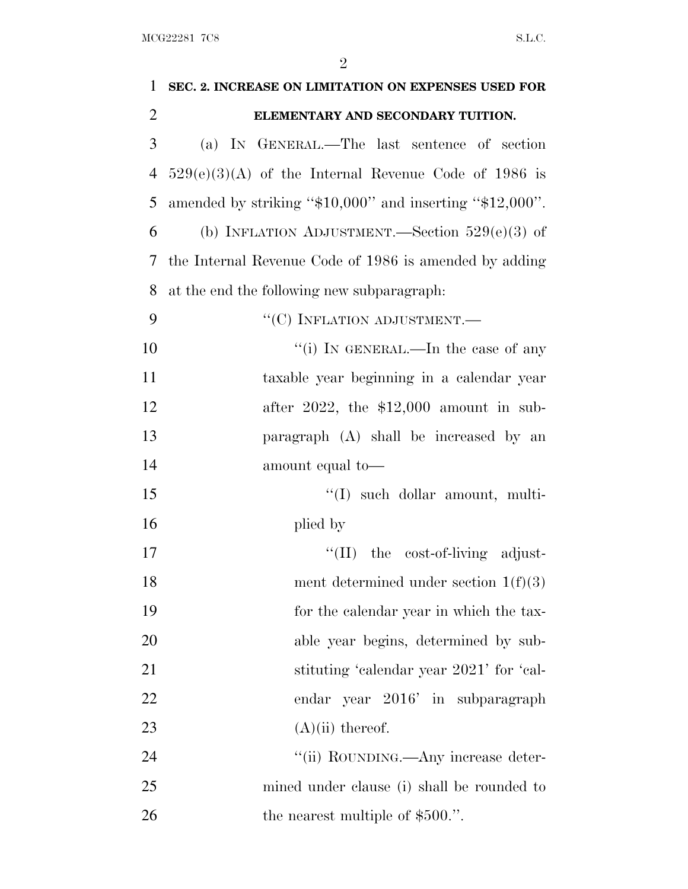**SEC. 2. INCREASE ON LIMITATION ON EXPENSES USED FOR ELEMENTARY AND SECONDARY TUITION.**

(a) IN GENERAL.—The last sentence of section 529(e)(3)(A) of the Internal Revenue Code of 1986 is amended by striking "$10,000" and inserting "$12,000".

(b) INFLATION ADJUSTMENT.—Section 529(e)(3) of the Internal Revenue Code of 1986 is amended by adding at the end the following new subparagraph:

"(C) INFLATION ADJUSTMENT.—

"(i) IN GENERAL.—In the case of any taxable year beginning in a calendar year after 2022, the $12,000 amount in subparagraph (A) shall be increased by an amount equal to—

"(I) such dollar amount, multiplied by

"(II) the cost-of-living adjustment determined under section 1(f)(3) for the calendar year in which the taxable year begins, determined by substituting 'calendar year 2021' for 'calendar year 2016' in subparagraph (A)(ii) thereof.

"(ii) ROUNDING.—Any increase determined under clause (i) shall be rounded to the nearest multiple of $500.".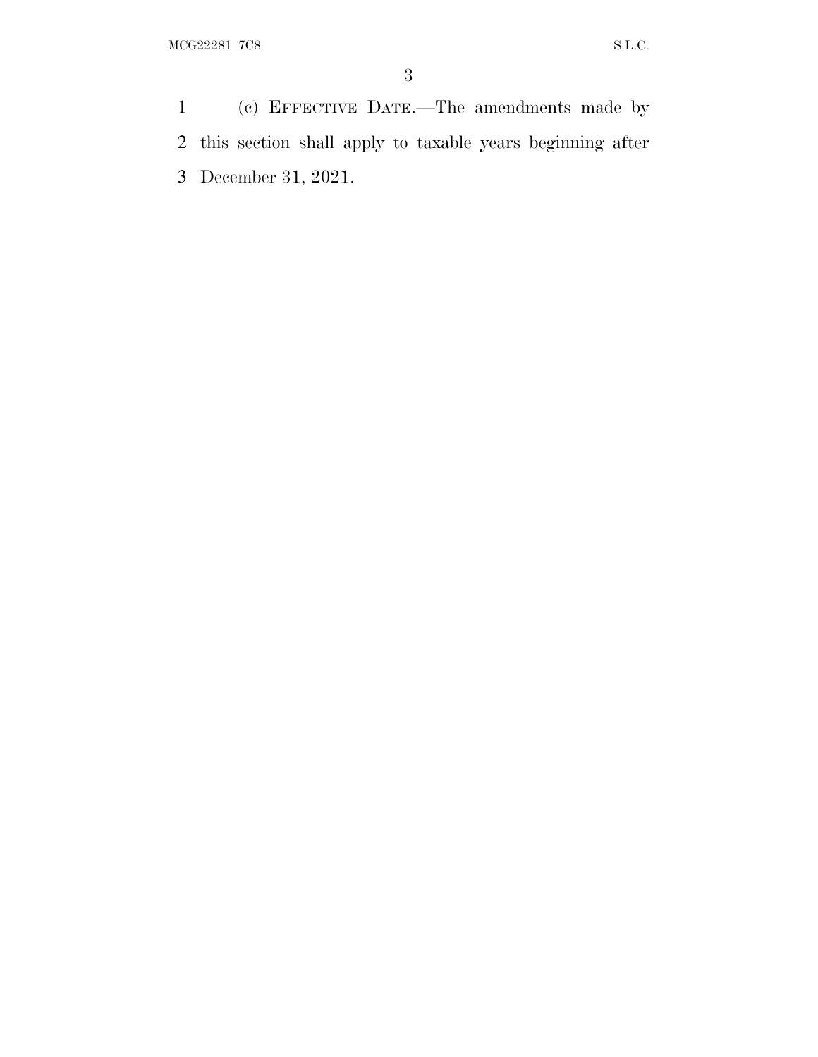(c) EFFECTIVE DATE.—The amendments made by this section shall apply to taxable years beginning after December 31, 2021.